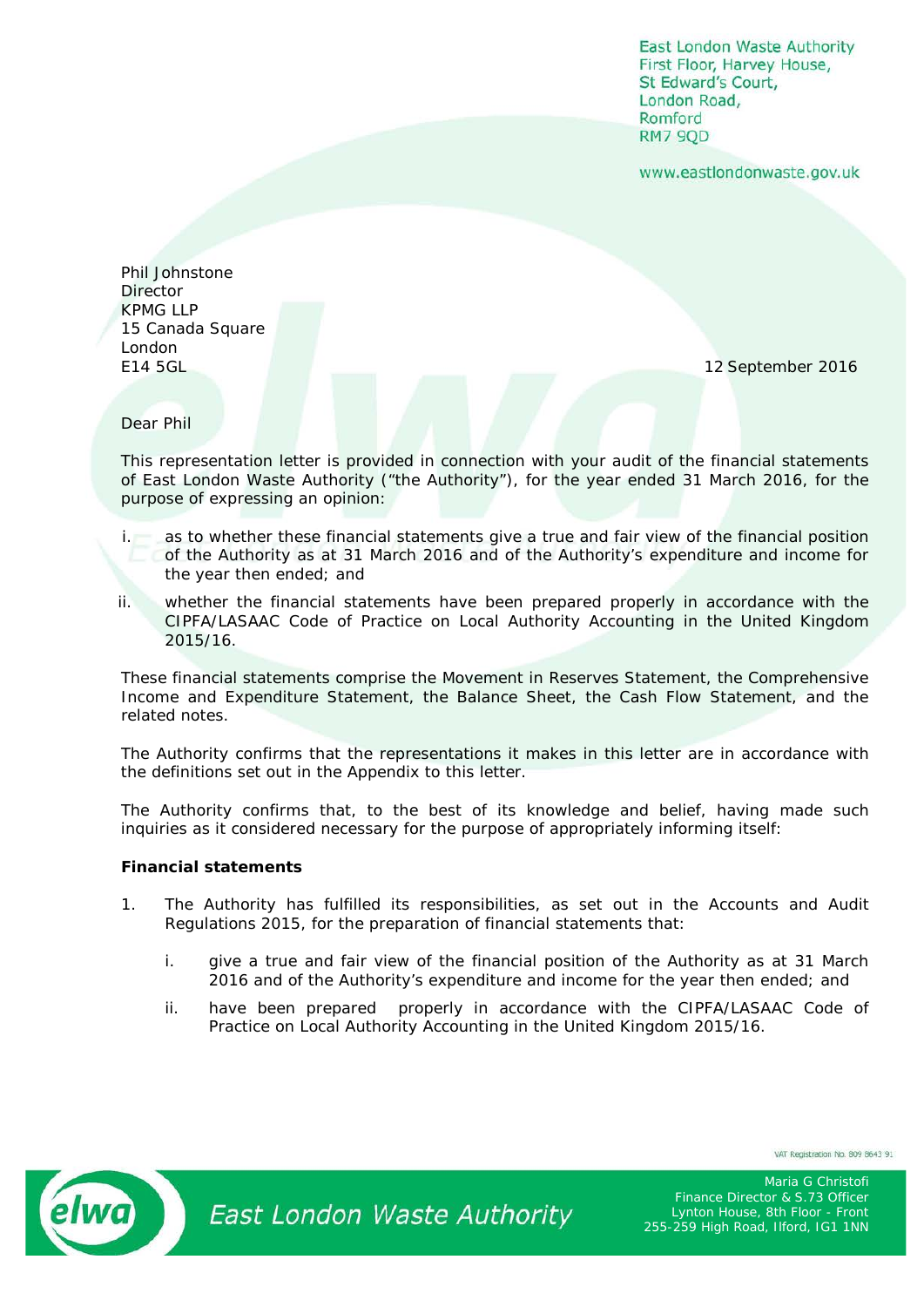East London Waste Authority
First Floor, Harvey House,
St Edward's Court,
London Road,
Romford
RM7 9QD

www.eastlondonwaste.gov.uk

Phil Johnstone
Director
KPMG LLP
15 Canada Square
London
E14 5GL

12 September 2016

Dear Phil

This representation letter is provided in connection with your audit of the financial statements of East London Waste Authority ("the Authority"), for the year ended 31 March 2016, for the purpose of expressing an opinion:

i. as to whether these financial statements give a true and fair view of the financial position of the Authority as at 31 March 2016 and of the Authority's expenditure and income for the year then ended; and

ii. whether the financial statements have been prepared properly in accordance with the CIPFA/LASAAC Code of Practice on Local Authority Accounting in the United Kingdom 2015/16.

These financial statements comprise the Movement in Reserves Statement, the Comprehensive Income and Expenditure Statement, the Balance Sheet, the Cash Flow Statement, and the related notes.

The Authority confirms that the representations it makes in this letter are in accordance with the definitions set out in the Appendix to this letter.

The Authority confirms that, to the best of its knowledge and belief, having made such inquiries as it considered necessary for the purpose of appropriately informing itself:

**Financial statements**

1. The Authority has fulfilled its responsibilities, as set out in the Accounts and Audit Regulations 2015, for the preparation of financial statements that:

   i. give a true and fair view of the financial position of the Authority as at 31 March 2016 and of the Authority's expenditure and income for the year then ended; and

   ii. have been prepared properly in accordance with the CIPFA/LASAAC Code of Practice on Local Authority Accounting in the United Kingdom 2015/16.

VAT Registration No. 809 8643 91

East London Waste Authority

Maria G Christofi
Finance Director & S.73 Officer
Lynton House, 8th Floor - Front
255-259 High Road, Ilford, IG1 1NN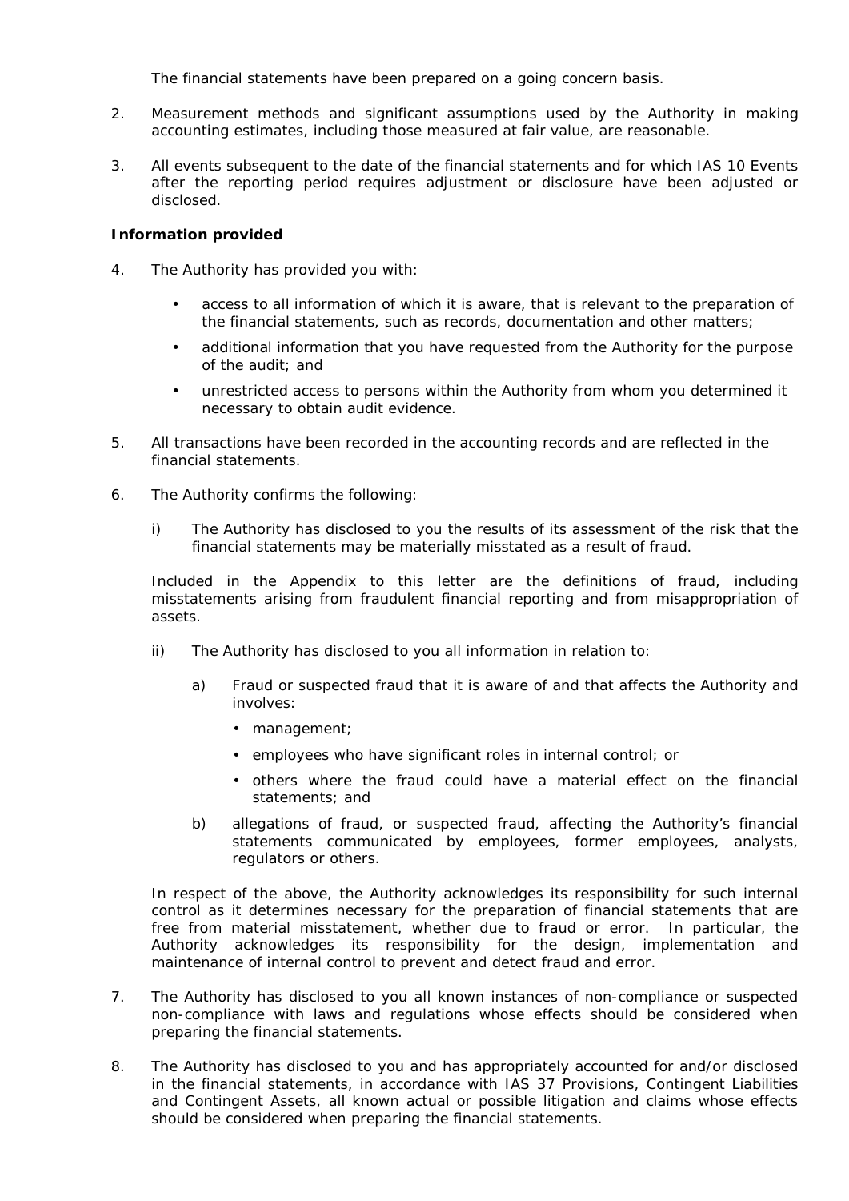The financial statements have been prepared on a going concern basis.

2. Measurement methods and significant assumptions used by the Authority in making accounting estimates, including those measured at fair value, are reasonable.

3. All events subsequent to the date of the financial statements and for which IAS 10 Events after the reporting period requires adjustment or disclosure have been adjusted or disclosed.

**Information provided**

4. The Authority has provided you with:

   - access to all information of which it is aware, that is relevant to the preparation of the financial statements, such as records, documentation and other matters;
   - additional information that you have requested from the Authority for the purpose of the audit; and
   - unrestricted access to persons within the Authority from whom you determined it necessary to obtain audit evidence.

5. All transactions have been recorded in the accounting records and are reflected in the financial statements.

6. The Authority confirms the following:

   i) The Authority has disclosed to you the results of its assessment of the risk that the financial statements may be materially misstated as a result of fraud.

   Included in the Appendix to this letter are the definitions of fraud, including misstatements arising from fraudulent financial reporting and from misappropriation of assets.

   ii) The Authority has disclosed to you all information in relation to:

      a) Fraud or suspected fraud that it is aware of and that affects the Authority and involves:

         - management;
         - employees who have significant roles in internal control; or
         - others where the fraud could have a material effect on the financial statements; and

      b) allegations of fraud, or suspected fraud, affecting the Authority's financial statements communicated by employees, former employees, analysts, regulators or others.

   In respect of the above, the Authority acknowledges its responsibility for such internal control as it determines necessary for the preparation of financial statements that are free from material misstatement, whether due to fraud or error. In particular, the Authority acknowledges its responsibility for the design, implementation and maintenance of internal control to prevent and detect fraud and error.

7. The Authority has disclosed to you all known instances of non-compliance or suspected non-compliance with laws and regulations whose effects should be considered when preparing the financial statements.

8. The Authority has disclosed to you and has appropriately accounted for and/or disclosed in the financial statements, in accordance with IAS 37 Provisions, Contingent Liabilities and Contingent Assets, all known actual or possible litigation and claims whose effects should be considered when preparing the financial statements.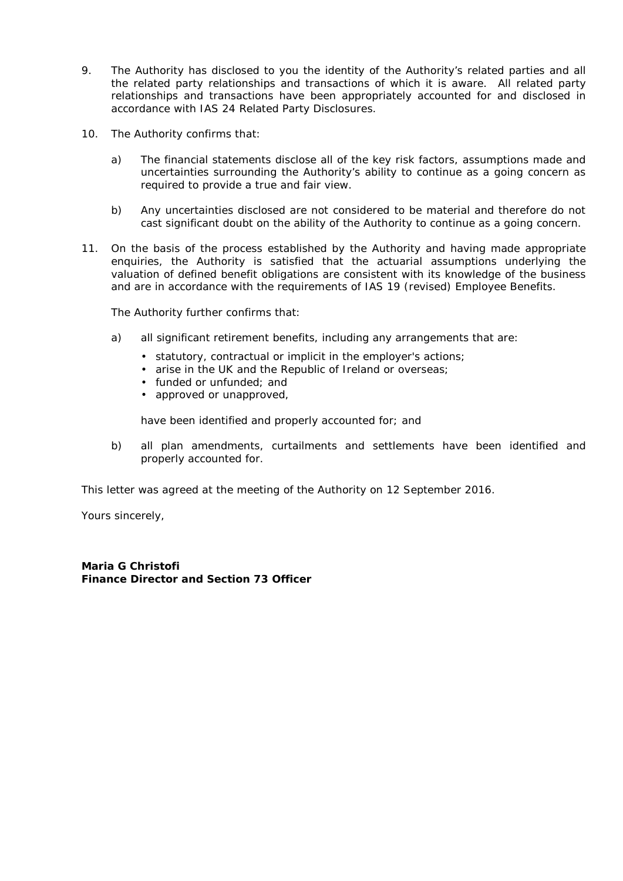9. The Authority has disclosed to you the identity of the Authority's related parties and all the related party relationships and transactions of which it is aware. All related party relationships and transactions have been appropriately accounted for and disclosed in accordance with IAS 24 Related Party Disclosures.

10. The Authority confirms that:

    a) The financial statements disclose all of the key risk factors, assumptions made and uncertainties surrounding the Authority's ability to continue as a going concern as required to provide a true and fair view.

    b) Any uncertainties disclosed are not considered to be material and therefore do not cast significant doubt on the ability of the Authority to continue as a going concern.

11. On the basis of the process established by the Authority and having made appropriate enquiries, the Authority is satisfied that the actuarial assumptions underlying the valuation of defined benefit obligations are consistent with its knowledge of the business and are in accordance with the requirements of IAS 19 (revised) Employee Benefits.

    The Authority further confirms that:

    a) all significant retirement benefits, including any arrangements that are:

       - statutory, contractual or implicit in the employer's actions;
       - arise in the UK and the Republic of Ireland or overseas;
       - funded or unfunded; and
       - approved or unapproved,

       have been identified and properly accounted for; and

    b) all plan amendments, curtailments and settlements have been identified and properly accounted for.

This letter was agreed at the meeting of the Authority on 12 September 2016.

Yours sincerely,

**Maria G Christofi**
**Finance Director and Section 73 Officer**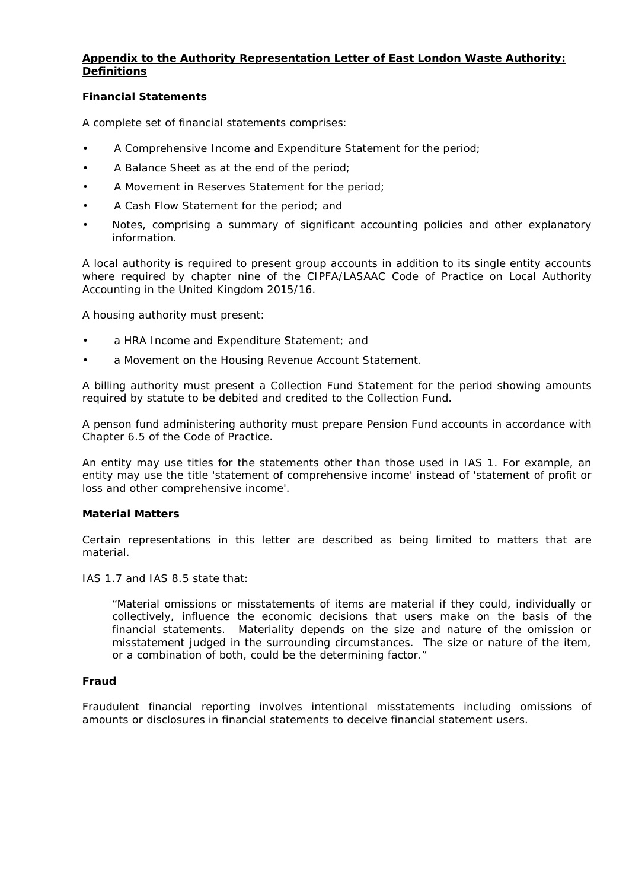## Appendix to the Authority Representation Letter of East London Waste Authority: Definitions

### Financial Statements

A complete set of financial statements comprises:

- A Comprehensive Income and Expenditure Statement for the period;
- A Balance Sheet as at the end of the period;
- A Movement in Reserves Statement for the period;
- A Cash Flow Statement for the period; and
- Notes, comprising a summary of significant accounting policies and other explanatory information.

A local authority is required to present group accounts in addition to its single entity accounts where required by chapter nine of the CIPFA/LASAAC Code of Practice on Local Authority Accounting in the United Kingdom 2015/16.

A housing authority must present:

- a HRA Income and Expenditure Statement; and
- a Movement on the Housing Revenue Account Statement.

A billing authority must present a Collection Fund Statement for the period showing amounts required by statute to be debited and credited to the Collection Fund.

A penson fund administering authority must prepare Pension Fund accounts in accordance with Chapter 6.5 of the Code of Practice.

An entity may use titles for the statements other than those used in IAS 1. For example, an entity may use the title 'statement of comprehensive income' instead of 'statement of profit or loss and other comprehensive income'.

### Material Matters

Certain representations in this letter are described as being limited to matters that are material.

IAS 1.7 and IAS 8.5 state that:

> "Material omissions or misstatements of items are material if they could, individually or collectively, influence the economic decisions that users make on the basis of the financial statements. Materiality depends on the size and nature of the omission or misstatement judged in the surrounding circumstances. The size or nature of the item, or a combination of both, could be the determining factor."

### Fraud

Fraudulent financial reporting involves intentional misstatements including omissions of amounts or disclosures in financial statements to deceive financial statement users.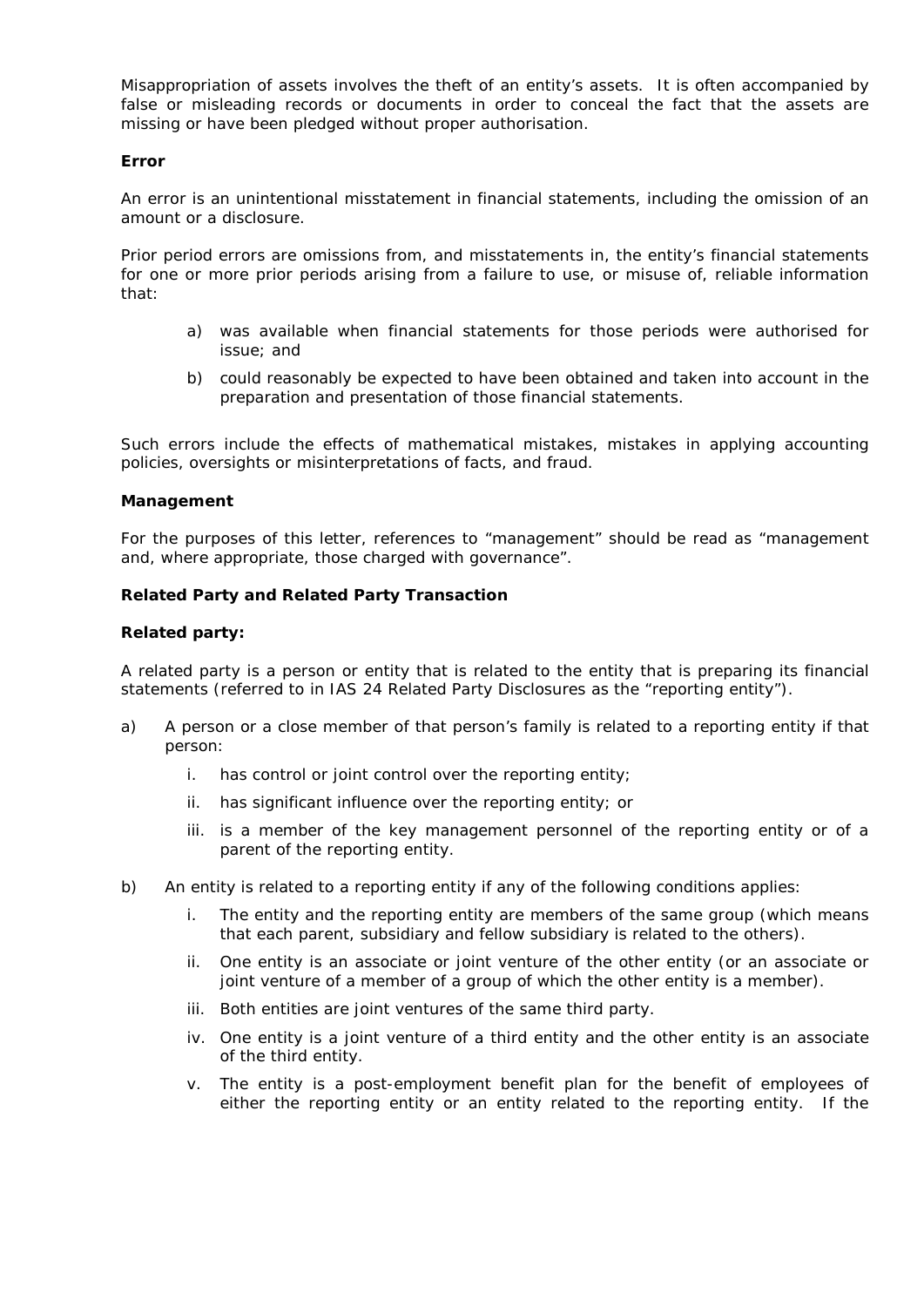Misappropriation of assets involves the theft of an entity's assets. It is often accompanied by false or misleading records or documents in order to conceal the fact that the assets are missing or have been pledged without proper authorisation.

**Error**

An error is an unintentional misstatement in financial statements, including the omission of an amount or a disclosure.

Prior period errors are omissions from, and misstatements in, the entity's financial statements for one or more prior periods arising from a failure to use, or misuse of, reliable information that:

a) was available when financial statements for those periods were authorised for issue; and

b) could reasonably be expected to have been obtained and taken into account in the preparation and presentation of those financial statements.

Such errors include the effects of mathematical mistakes, mistakes in applying accounting policies, oversights or misinterpretations of facts, and fraud.

**Management**

For the purposes of this letter, references to "management" should be read as "management and, where appropriate, those charged with governance".

**Related Party and Related Party Transaction**

**Related party:**

A related party is a person or entity that is related to the entity that is preparing its financial statements (referred to in IAS 24 Related Party Disclosures as the "reporting entity").

a) A person or a close member of that person's family is related to a reporting entity if that person:

   i. has control or joint control over the reporting entity;

   ii. has significant influence over the reporting entity; or

   iii. is a member of the key management personnel of the reporting entity or of a parent of the reporting entity.

b) An entity is related to a reporting entity if any of the following conditions applies:

   i. The entity and the reporting entity are members of the same group (which means that each parent, subsidiary and fellow subsidiary is related to the others).

   ii. One entity is an associate or joint venture of the other entity (or an associate or joint venture of a member of a group of which the other entity is a member).

   iii. Both entities are joint ventures of the same third party.

   iv. One entity is a joint venture of a third entity and the other entity is an associate of the third entity.

   v. The entity is a post-employment benefit plan for the benefit of employees of either the reporting entity or an entity related to the reporting entity. If the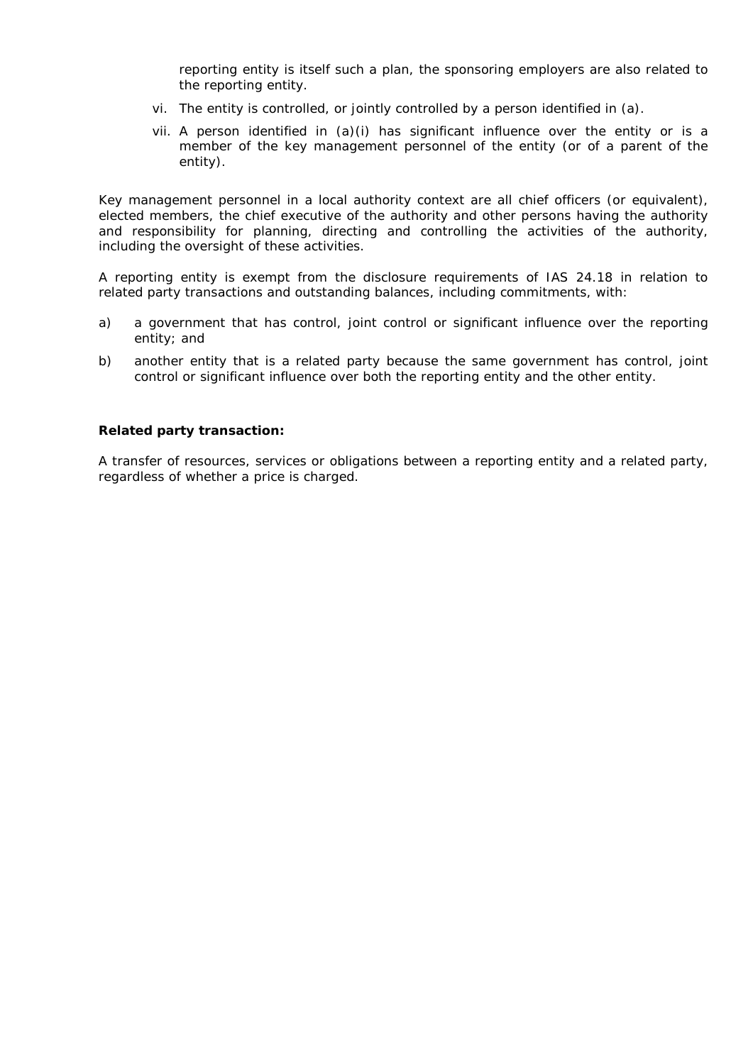reporting entity is itself such a plan, the sponsoring employers are also related to the reporting entity.

vi. The entity is controlled, or jointly controlled by a person identified in (a).

vii. A person identified in (a)(i) has significant influence over the entity or is a member of the key management personnel of the entity (or of a parent of the entity).

Key management personnel in a local authority context are all chief officers (or equivalent), elected members, the chief executive of the authority and other persons having the authority and responsibility for planning, directing and controlling the activities of the authority, including the oversight of these activities.

A reporting entity is exempt from the disclosure requirements of IAS 24.18 in relation to related party transactions and outstanding balances, including commitments, with:

a) a government that has control, joint control or significant influence over the reporting entity; and

b) another entity that is a related party because the same government has control, joint control or significant influence over both the reporting entity and the other entity.

**Related party transaction:**

A transfer of resources, services or obligations between a reporting entity and a related party, regardless of whether a price is charged.